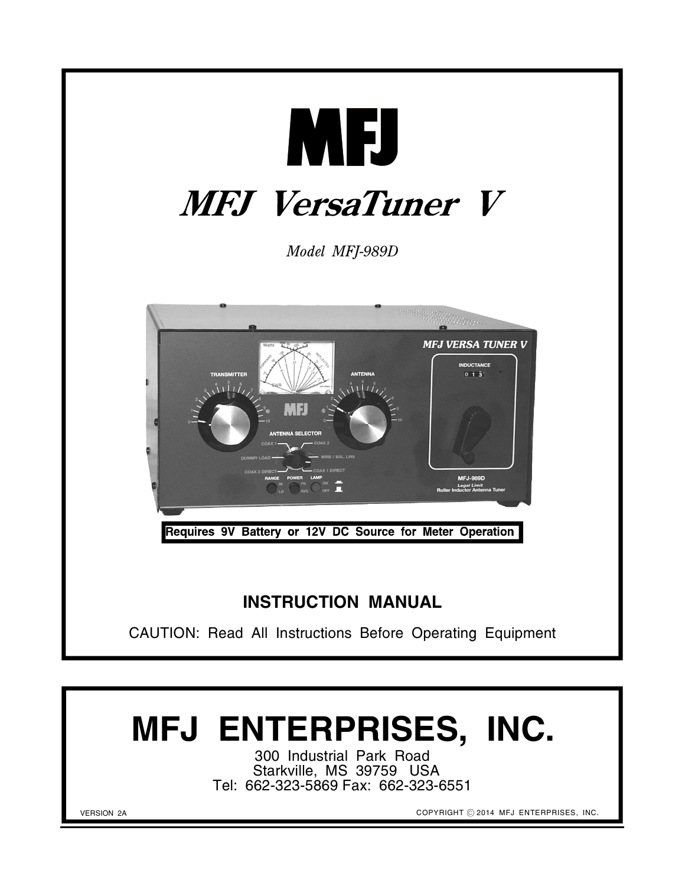# MFJ

# *MFJ VersaTuner V*

*Model MFJ-989D*

**Requires 9V Battery or 12V DC Source for Meter Operation**

## INSTRUCTION MANUAL

CAUTION: Read All Instructions Before Operating Equipment

# MFJ ENTERPRISES, INC.

300 Industrial Park Road
Starkville, MS 39759 USA
Tel: 662-323-5869 Fax: 662-323-6551

VERSION 2A

COPYRIGHT © 2014 MFJ ENTERPRISES, INC.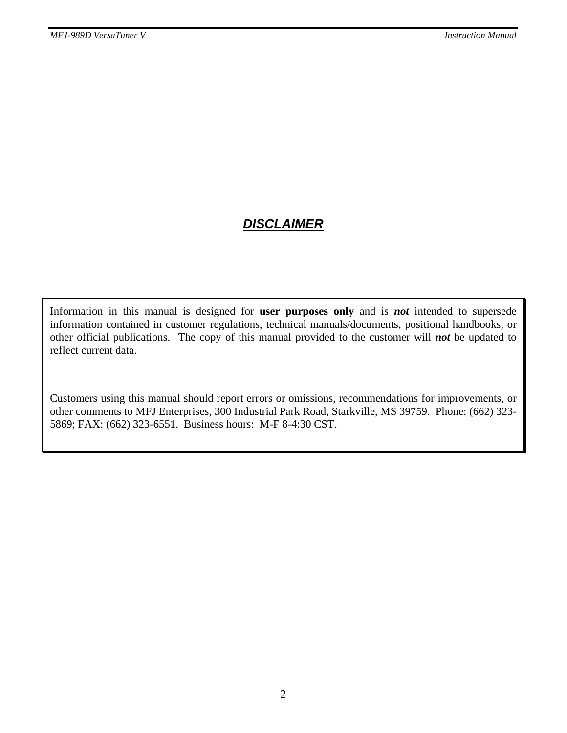## ***DISCLAIMER***

Information in this manual is designed for **user purposes only** and is ***not*** intended to supersede information contained in customer regulations, technical manuals/documents, positional handbooks, or other official publications. The copy of this manual provided to the customer will ***not*** be updated to reflect current data.

Customers using this manual should report errors or omissions, recommendations for improvements, or other comments to MFJ Enterprises, 300 Industrial Park Road, Starkville, MS 39759. Phone: (662) 323-5869; FAX: (662) 323-6551. Business hours: M-F 8-4:30 CST.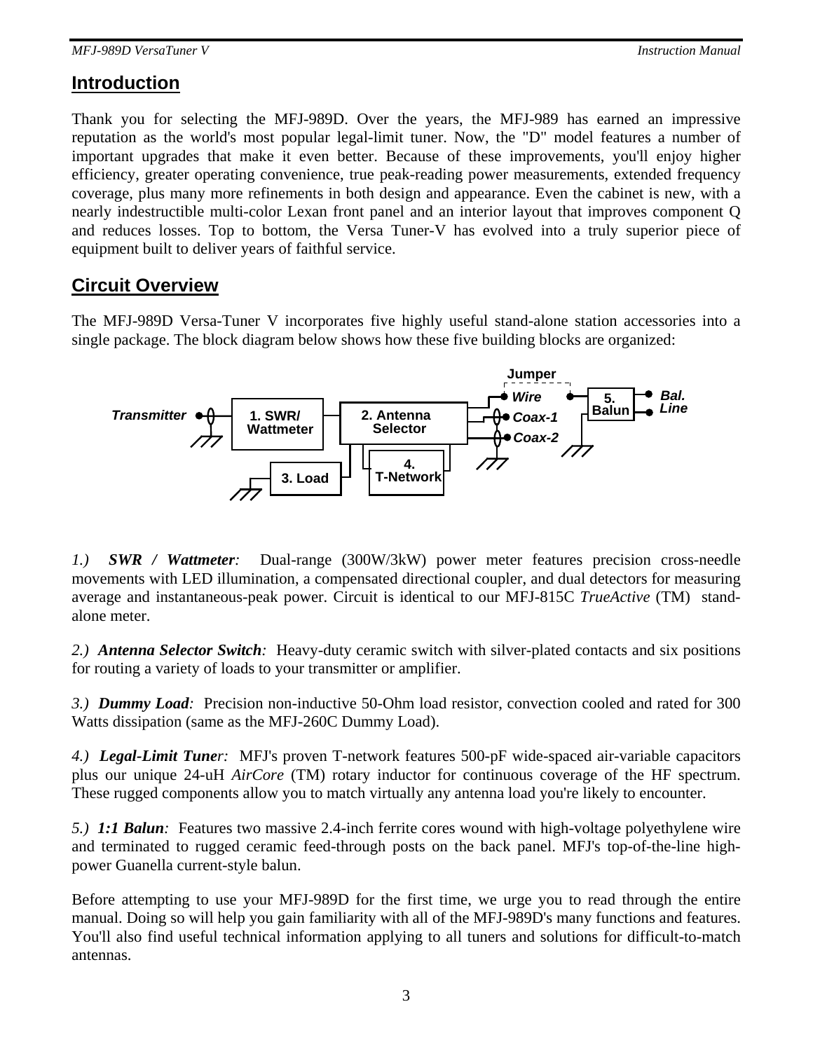## Introduction

Thank you for selecting the MFJ-989D. Over the years, the MFJ-989 has earned an impressive reputation as the world's most popular legal-limit tuner. Now, the "D" model features a number of important upgrades that make it even better. Because of these improvements, you'll enjoy higher efficiency, greater operating convenience, true peak-reading power measurements, extended frequency coverage, plus many more refinements in both design and appearance. Even the cabinet is new, with a nearly indestructible multi-color Lexan front panel and an interior layout that improves component Q and reduces losses. Top to bottom, the Versa Tuner-V has evolved into a truly superior piece of equipment built to deliver years of faithful service.

## Circuit Overview

The MFJ-989D Versa-Tuner V incorporates five highly useful stand-alone station accessories into a single package. The block diagram below shows how these five building blocks are organized:

Jumper
Transmitter
1. SWR/ Wattmeter
2. Antenna Selector
Wire
Coax-1
Coax-2
5. Balun
Bal. Line
3. Load
4. T-Network

*1.)* ***SWR / Wattmeter****:* Dual-range (300W/3kW) power meter features precision cross-needle movements with LED illumination, a compensated directional coupler, and dual detectors for measuring average and instantaneous-peak power. Circuit is identical to our MFJ-815C *TrueActive* (TM) stand-alone meter.

*2.)* ***Antenna Selector Switch****:* Heavy-duty ceramic switch with silver-plated contacts and six positions for routing a variety of loads to your transmitter or amplifier.

*3.)* ***Dummy Load****:* Precision non-inductive 50-Ohm load resistor, convection cooled and rated for 300 Watts dissipation (same as the MFJ-260C Dummy Load).

*4.)* ***Legal-Limit Tuner****:* MFJ's proven T-network features 500-pF wide-spaced air-variable capacitors plus our unique 24-uH *AirCore* (TM) rotary inductor for continuous coverage of the HF spectrum. These rugged components allow you to match virtually any antenna load you're likely to encounter.

*5.)* ***1:1 Balun****:* Features two massive 2.4-inch ferrite cores wound with high-voltage polyethylene wire and terminated to rugged ceramic feed-through posts on the back panel. MFJ's top-of-the-line high-power Guanella current-style balun.

Before attempting to use your MFJ-989D for the first time, we urge you to read through the entire manual. Doing so will help you gain familiarity with all of the MFJ-989D's many functions and features. You'll also find useful technical information applying to all tuners and solutions for difficult-to-match antennas.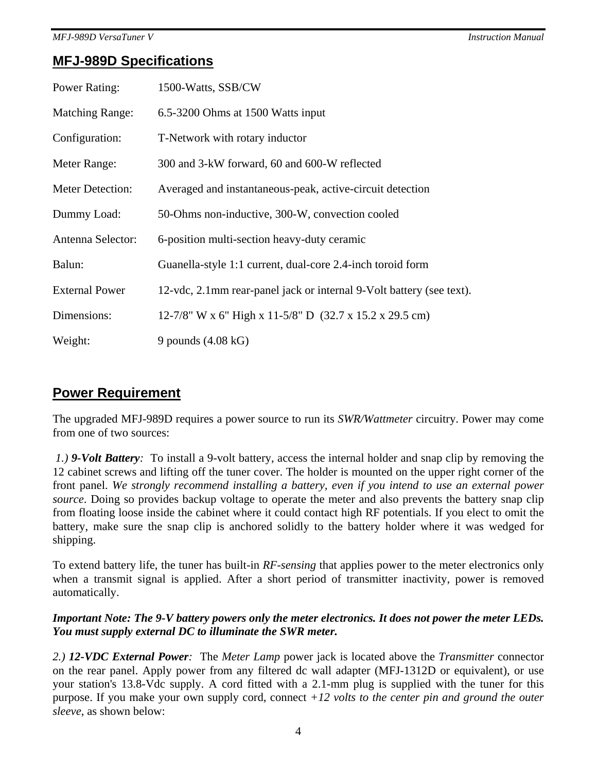## MFJ-989D Specifications

| | |
|---|---|
| Power Rating: | 1500-Watts, SSB/CW |
| Matching Range: | 6.5-3200 Ohms at 1500 Watts input |
| Configuration: | T-Network with rotary inductor |
| Meter Range: | 300 and 3-kW forward, 60 and 600-W reflected |
| Meter Detection: | Averaged and instantaneous-peak, active-circuit detection |
| Dummy Load: | 50-Ohms non-inductive, 300-W, convection cooled |
| Antenna Selector: | 6-position multi-section heavy-duty ceramic |
| Balun: | Guanella-style 1:1 current, dual-core 2.4-inch toroid form |
| External Power | 12-vdc, 2.1mm rear-panel jack or internal 9-Volt battery (see text). |
| Dimensions: | 12-7/8" W x 6" High x 11-5/8" D (32.7 x 15.2 x 29.5 cm) |
| Weight: | 9 pounds (4.08 kG) |

## Power Requirement

The upgraded MFJ-989D requires a power source to run its *SWR/Wattmeter* circuitry. Power may come from one of two sources:

*1.)* ***9-Volt Battery****:* To install a 9-volt battery, access the internal holder and snap clip by removing the 12 cabinet screws and lifting off the tuner cover. The holder is mounted on the upper right corner of the front panel. *We strongly recommend installing a battery, even if you intend to use an external power source*. Doing so provides backup voltage to operate the meter and also prevents the battery snap clip from floating loose inside the cabinet where it could contact high RF potentials. If you elect to omit the battery, make sure the snap clip is anchored solidly to the battery holder where it was wedged for shipping.

To extend battery life, the tuner has built-in *RF-sensing* that applies power to the meter electronics only when a transmit signal is applied. After a short period of transmitter inactivity, power is removed automatically.

***Important Note: The 9-V battery powers only the meter electronics. It does not power the meter LEDs. You must supply external DC to illuminate the SWR meter.***

*2.)* ***12-VDC External Power****:* The *Meter Lamp* power jack is located above the *Transmitter* connector on the rear panel. Apply power from any filtered dc wall adapter (MFJ-1312D or equivalent), or use your station's 13.8-Vdc supply. A cord fitted with a 2.1-mm plug is supplied with the tuner for this purpose. If you make your own supply cord, connect *+12 volts to the center pin and ground the outer sleeve*, as shown below: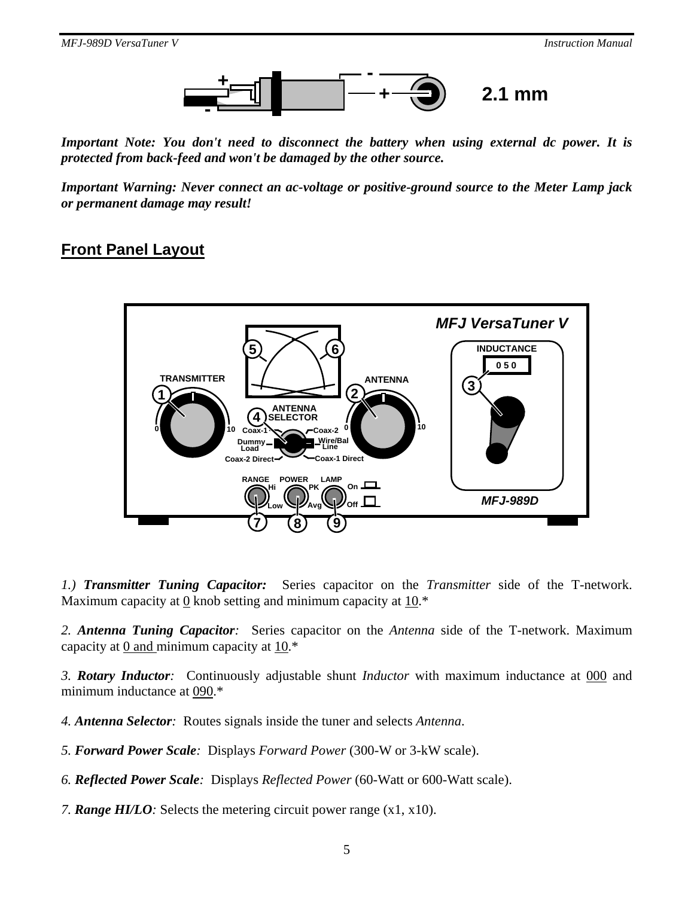*Important Note: You don't need to disconnect the battery when using external dc power. It is protected from back-feed and won't be damaged by the other source.*

*Important Warning: Never connect an ac-voltage or positive-ground source to the Meter Lamp jack or permanent damage may result!*

## Front Panel Layout

*1.) **Transmitter Tuning Capacitor:*** Series capacitor on the *Transmitter* side of the T-network. Maximum capacity at 0 knob setting and minimum capacity at 10.*

*2. **Antenna Tuning Capacitor**:* Series capacitor on the *Antenna* side of the T-network. Maximum capacity at 0 and minimum capacity at 10.*

*3. **Rotary Inductor**:* Continuously adjustable shunt *Inductor* with maximum inductance at 000 and minimum inductance at 090.*

*4. **Antenna Selector**:* Routes signals inside the tuner and selects *Antenna*.

*5. **Forward Power Scale**:* Displays *Forward Power* (300-W or 3-kW scale).

*6. **Reflected Power Scale**:* Displays *Reflected Power* (60-Watt or 600-Watt scale).

*7. **Range HI/LO**:* Selects the metering circuit power range (x1, x10).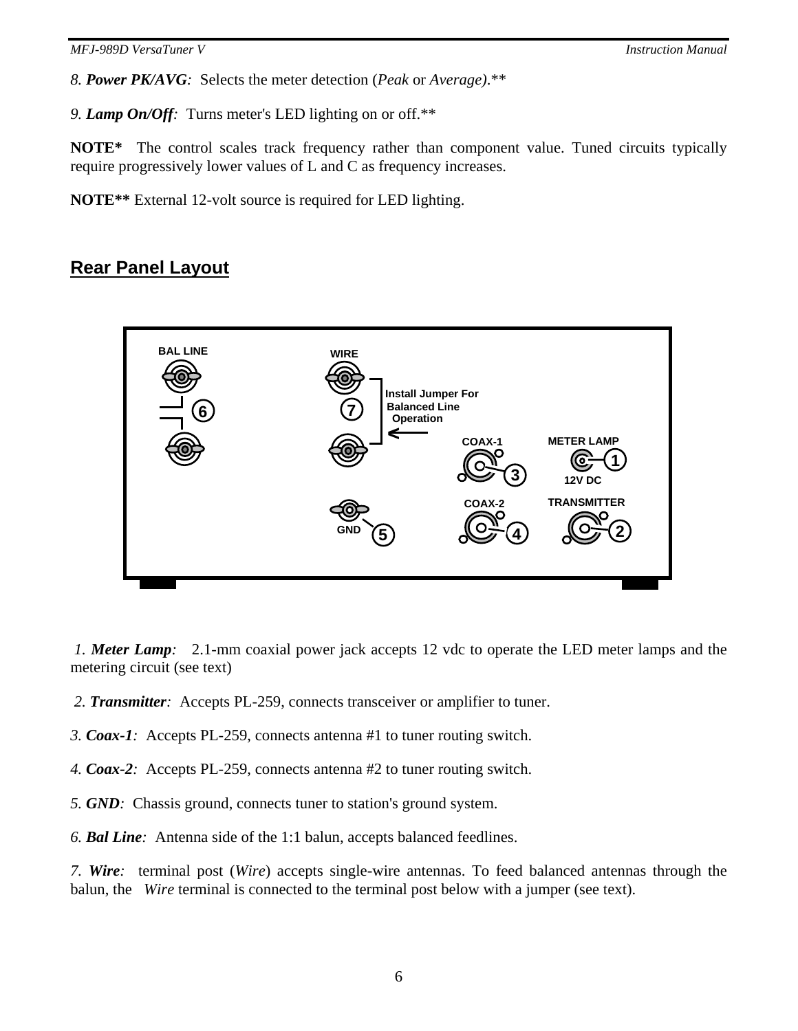8. ***Power PK/AVG**:* Selects the meter detection (*Peak* or *Average)*.**

9. ***Lamp On/Off**:* Turns meter's LED lighting on or off.**

**NOTE*** The control scales track frequency rather than component value. Tuned circuits typically require progressively lower values of L and C as frequency increases.

**NOTE**** External 12-volt source is required for LED lighting.

## Rear Panel Layout

1. ***Meter Lamp**:* 2.1-mm coaxial power jack accepts 12 vdc to operate the LED meter lamps and the metering circuit (see text)

2. ***Transmitter**:* Accepts PL-259, connects transceiver or amplifier to tuner.

3. ***Coax-1**:* Accepts PL-259, connects antenna #1 to tuner routing switch.

4. ***Coax-2**:* Accepts PL-259, connects antenna #2 to tuner routing switch.

5. ***GND**:* Chassis ground, connects tuner to station's ground system.

6. ***Bal Line**:* Antenna side of the 1:1 balun, accepts balanced feedlines.

7. ***Wire**:* terminal post (*Wire*) accepts single-wire antennas. To feed balanced antennas through the balun, the *Wire* terminal is connected to the terminal post below with a jumper (see text).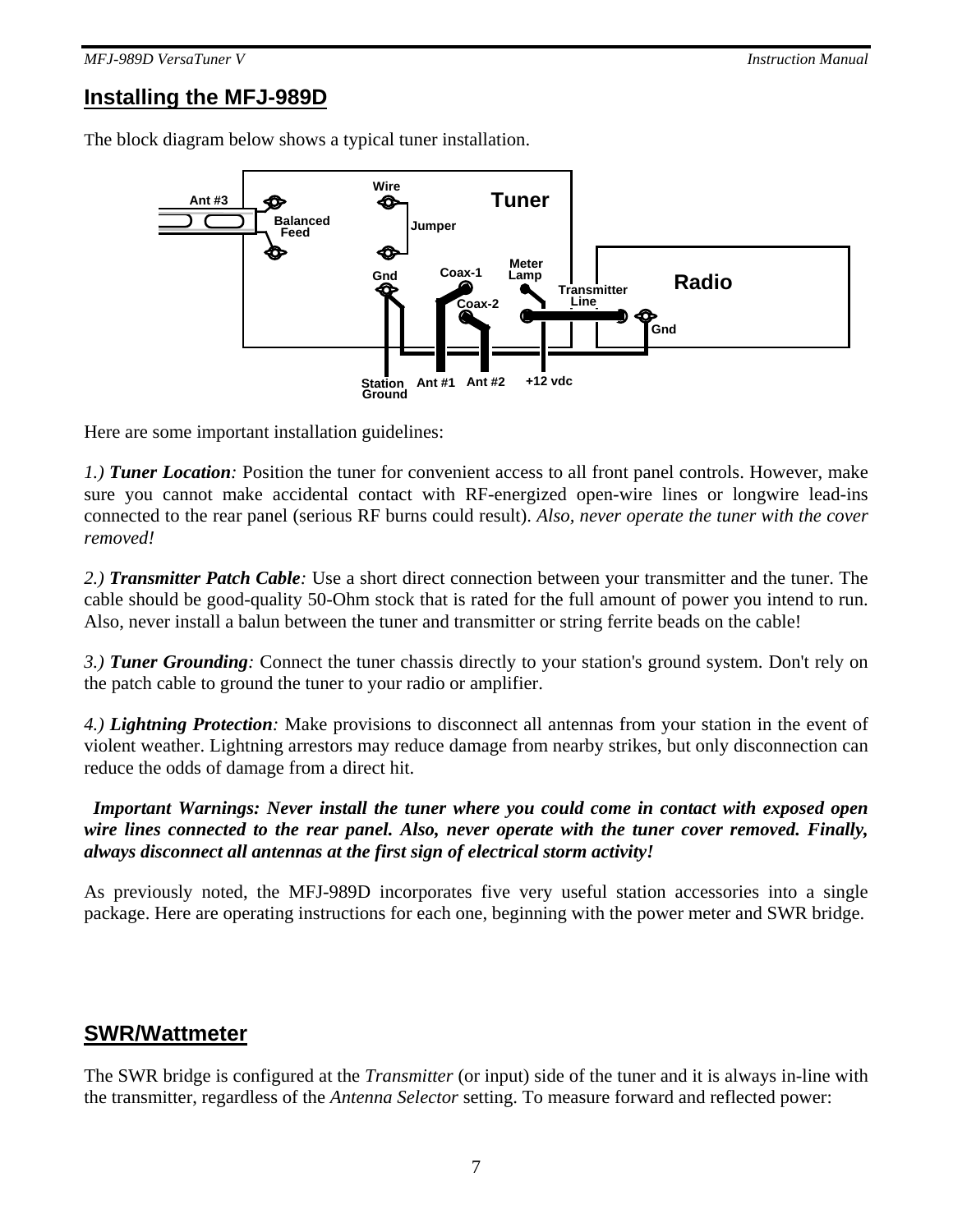## Installing the MFJ-989D

The block diagram below shows a typical tuner installation.

Here are some important installation guidelines:

*1.)* ***Tuner Location****:* Position the tuner for convenient access to all front panel controls. However, make sure you cannot make accidental contact with RF-energized open-wire lines or longwire lead-ins connected to the rear panel (serious RF burns could result). *Also, never operate the tuner with the cover removed!*

*2.)* ***Transmitter Patch Cable****:* Use a short direct connection between your transmitter and the tuner. The cable should be good-quality 50-Ohm stock that is rated for the full amount of power you intend to run. Also, never install a balun between the tuner and transmitter or string ferrite beads on the cable!

*3.)* ***Tuner Grounding****:* Connect the tuner chassis directly to your station's ground system. Don't rely on the patch cable to ground the tuner to your radio or amplifier.

*4.)* ***Lightning Protection****:* Make provisions to disconnect all antennas from your station in the event of violent weather. Lightning arrestors may reduce damage from nearby strikes, but only disconnection can reduce the odds of damage from a direct hit.

***Important Warnings: Never install the tuner where you could come in contact with exposed open wire lines connected to the rear panel. Also, never operate with the tuner cover removed. Finally, always disconnect all antennas at the first sign of electrical storm activity!***

As previously noted, the MFJ-989D incorporates five very useful station accessories into a single package. Here are operating instructions for each one, beginning with the power meter and SWR bridge.

## SWR/Wattmeter

The SWR bridge is configured at the *Transmitter* (or input) side of the tuner and it is always in-line with the transmitter, regardless of the *Antenna Selector* setting. To measure forward and reflected power: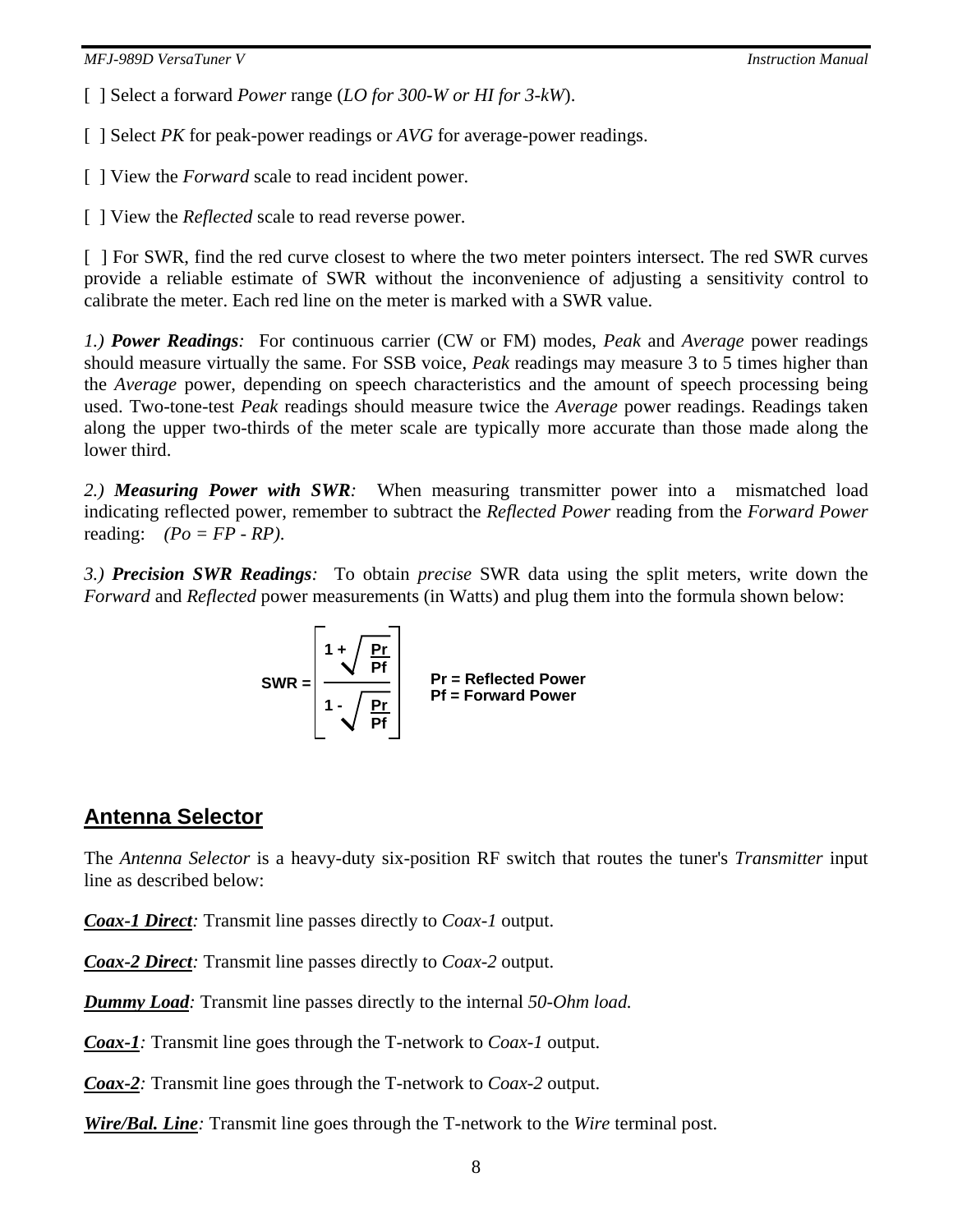[ ] Select a forward *Power* range (*LO for 300-W or HI for 3-kW*).

[ ] Select *PK* for peak-power readings or *AVG* for average-power readings.

[ ] View the *Forward* scale to read incident power.

[ ] View the *Reflected* scale to read reverse power.

[ ] For SWR, find the red curve closest to where the two meter pointers intersect. The red SWR curves provide a reliable estimate of SWR without the inconvenience of adjusting a sensitivity control to calibrate the meter. Each red line on the meter is marked with a SWR value.

*1.)* ***Power Readings****:* For continuous carrier (CW or FM) modes, *Peak* and *Average* power readings should measure virtually the same. For SSB voice, *Peak* readings may measure 3 to 5 times higher than the *Average* power, depending on speech characteristics and the amount of speech processing being used. Two-tone-test *Peak* readings should measure twice the *Average* power readings. Readings taken along the upper two-thirds of the meter scale are typically more accurate than those made along the lower third.

*2.)* ***Measuring Power with SWR****:* When measuring transmitter power into a mismatched load indicating reflected power, remember to subtract the *Reflected Power* reading from the *Forward Power* reading: *(Po = FP - RP).*

*3.)* ***Precision SWR Readings****:* To obtain *precise* SWR data using the split meters, write down the *Forward* and *Reflected* power measurements (in Watts) and plug them into the formula shown below:

$$\text{SWR} = \left[ \frac{1 + \sqrt{\frac{Pr}{Pf}}}{1 - \sqrt{\frac{Pr}{Pf}}} \right]$$

**Pr = Reflected Power**
**Pf = Forward Power**

## Antenna Selector

The *Antenna Selector* is a heavy-duty six-position RF switch that routes the tuner's *Transmitter* input line as described below:

***Coax-1 Direct****:* Transmit line passes directly to *Coax-1* output.

***Coax-2 Direct****:* Transmit line passes directly to *Coax-2* output.

***Dummy Load****:* Transmit line passes directly to the internal *50-Ohm load.*

***Coax-1****:* Transmit line goes through the T-network to *Coax-1* output.

***Coax-2****:* Transmit line goes through the T-network to *Coax-2* output.

***Wire/Bal. Line****:* Transmit line goes through the T-network to the *Wire* terminal post.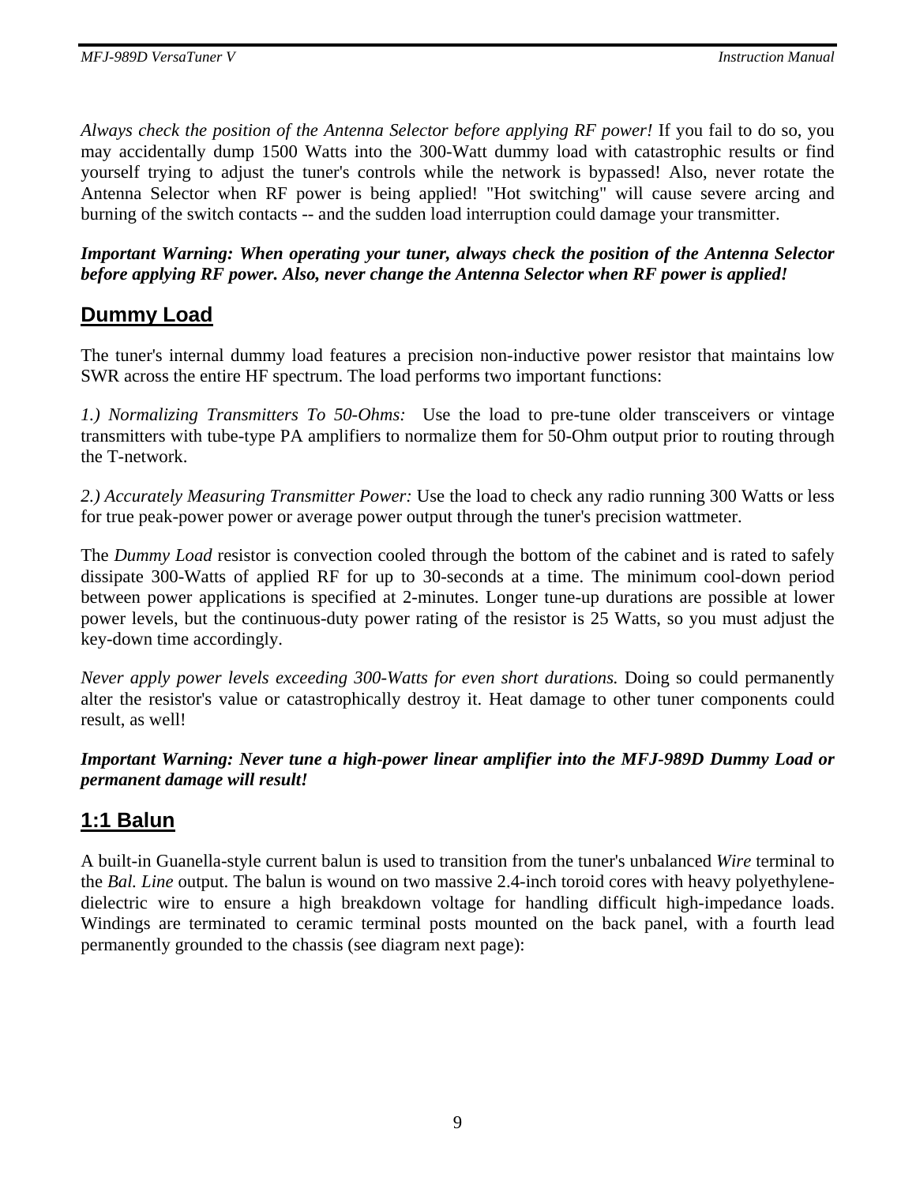*Always check the position of the Antenna Selector before applying RF power!* If you fail to do so, you may accidentally dump 1500 Watts into the 300-Watt dummy load with catastrophic results or find yourself trying to adjust the tuner's controls while the network is bypassed! Also, never rotate the Antenna Selector when RF power is being applied! "Hot switching" will cause severe arcing and burning of the switch contacts -- and the sudden load interruption could damage your transmitter.

***Important Warning: When operating your tuner, always check the position of the Antenna Selector before applying RF power. Also, never change the Antenna Selector when RF power is applied!***

## Dummy Load

The tuner's internal dummy load features a precision non-inductive power resistor that maintains low SWR across the entire HF spectrum. The load performs two important functions:

*1.) Normalizing Transmitters To 50-Ohms:* Use the load to pre-tune older transceivers or vintage transmitters with tube-type PA amplifiers to normalize them for 50-Ohm output prior to routing through the T-network.

*2.) Accurately Measuring Transmitter Power:* Use the load to check any radio running 300 Watts or less for true peak-power power or average power output through the tuner's precision wattmeter.

The *Dummy Load* resistor is convection cooled through the bottom of the cabinet and is rated to safely dissipate 300-Watts of applied RF for up to 30-seconds at a time. The minimum cool-down period between power applications is specified at 2-minutes. Longer tune-up durations are possible at lower power levels, but the continuous-duty power rating of the resistor is 25 Watts, so you must adjust the key-down time accordingly.

*Never apply power levels exceeding 300-Watts for even short durations.* Doing so could permanently alter the resistor's value or catastrophically destroy it. Heat damage to other tuner components could result, as well!

***Important Warning: Never tune a high-power linear amplifier into the MFJ-989D Dummy Load or permanent damage will result!***

## 1:1 Balun

A built-in Guanella-style current balun is used to transition from the tuner's unbalanced *Wire* terminal to the *Bal. Line* output. The balun is wound on two massive 2.4-inch toroid cores with heavy polyethylene-dielectric wire to ensure a high breakdown voltage for handling difficult high-impedance loads. Windings are terminated to ceramic terminal posts mounted on the back panel, with a fourth lead permanently grounded to the chassis (see diagram next page):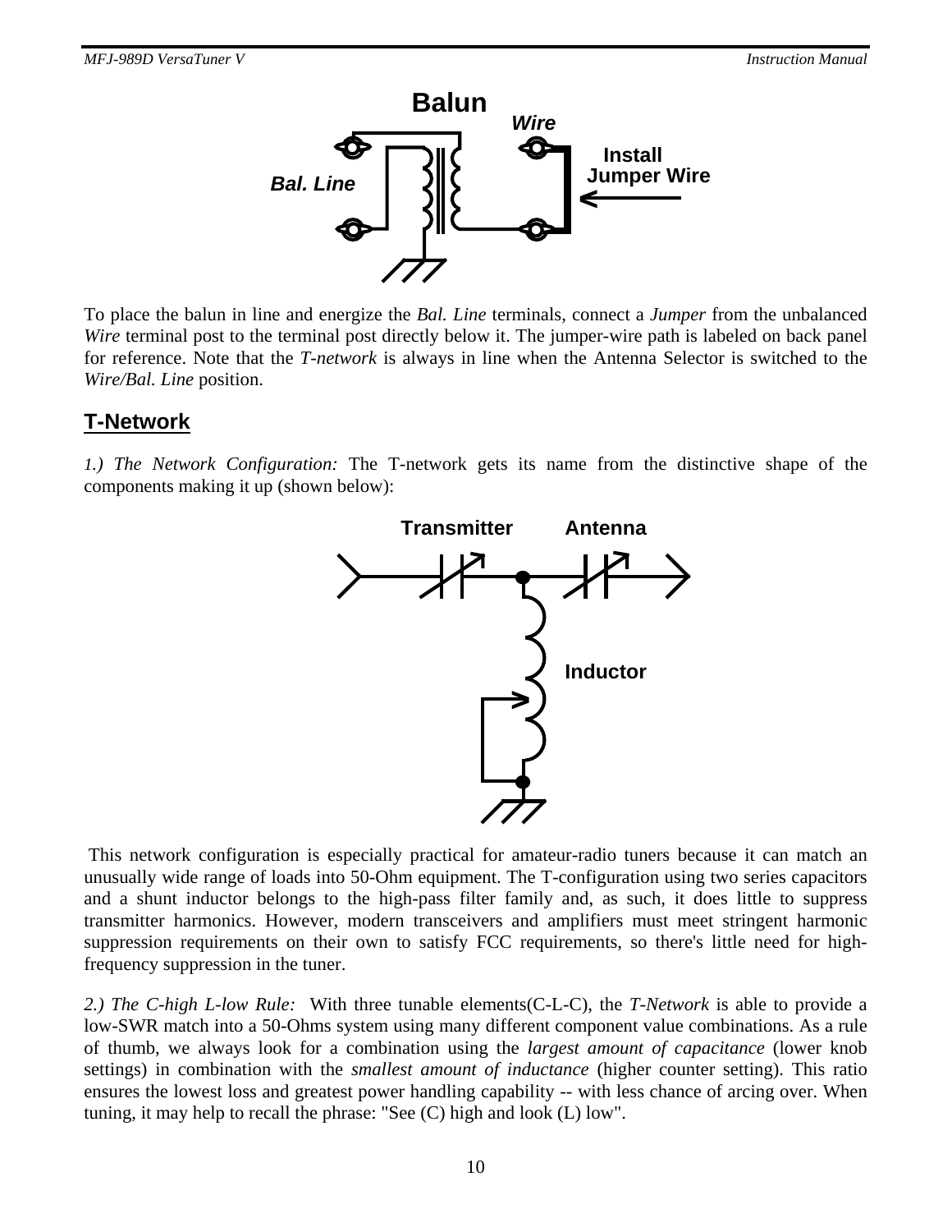To place the balun in line and energize the *Bal. Line* terminals, connect a *Jumper* from the unbalanced *Wire* terminal post to the terminal post directly below it. The jumper-wire path is labeled on back panel for reference. Note that the *T-network* is always in line when the Antenna Selector is switched to the *Wire/Bal. Line* position.

## T-Network

*1.) The Network Configuration:* The T-network gets its name from the distinctive shape of the components making it up (shown below):

This network configuration is especially practical for amateur-radio tuners because it can match an unusually wide range of loads into 50-Ohm equipment. The T-configuration using two series capacitors and a shunt inductor belongs to the high-pass filter family and, as such, it does little to suppress transmitter harmonics. However, modern transceivers and amplifiers must meet stringent harmonic suppression requirements on their own to satisfy FCC requirements, so there's little need for high-frequency suppression in the tuner.

*2.) The C-high L-low Rule:* With three tunable elements(C-L-C), the *T-Network* is able to provide a low-SWR match into a 50-Ohms system using many different component value combinations. As a rule of thumb, we always look for a combination using the *largest amount of capacitance* (lower knob settings) in combination with the *smallest amount of inductance* (higher counter setting). This ratio ensures the lowest loss and greatest power handling capability -- with less chance of arcing over. When tuning, it may help to recall the phrase: "See (C) high and look (L) low".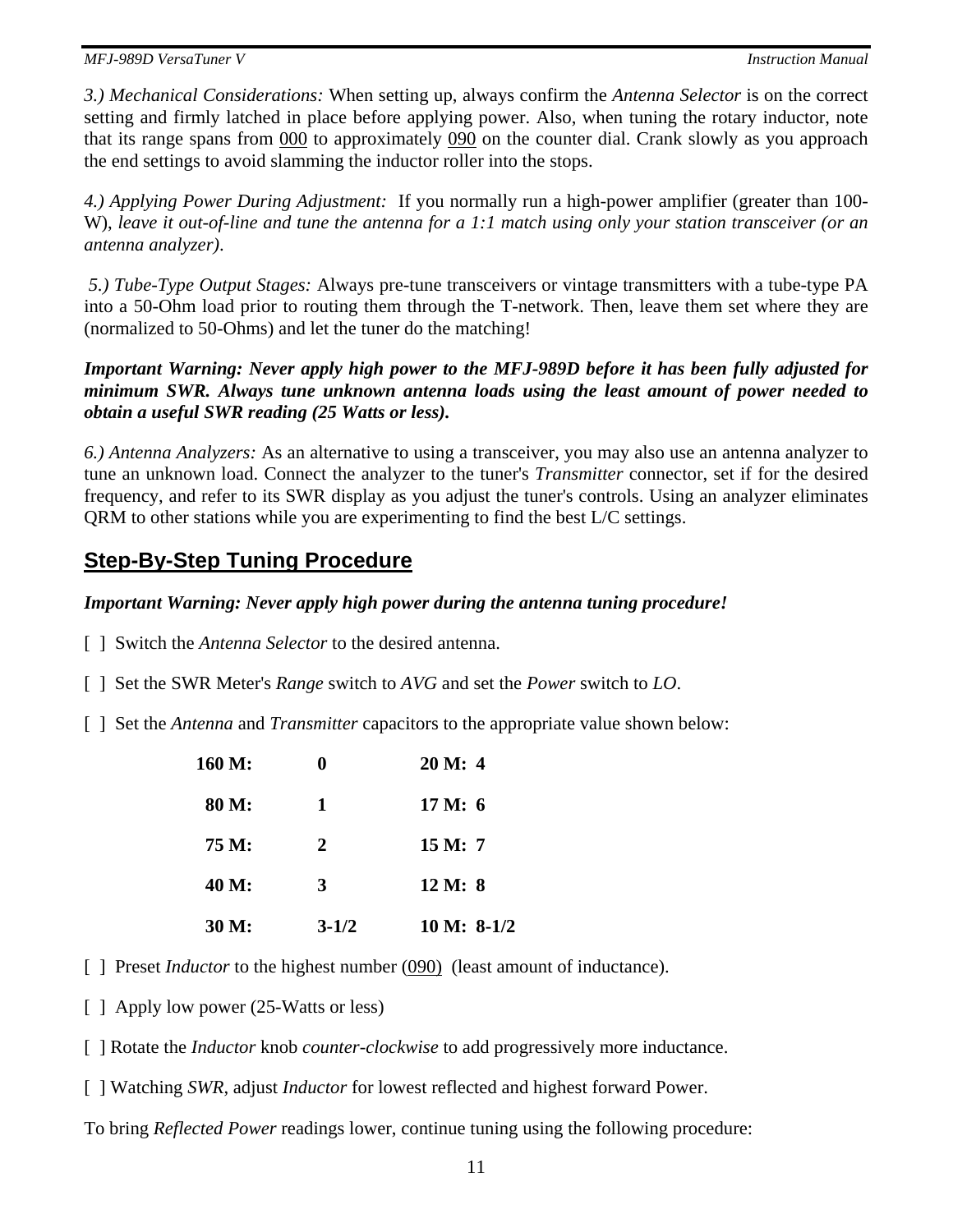*3.) Mechanical Considerations:* When setting up, always confirm the *Antenna Selector* is on the correct setting and firmly latched in place before applying power. Also, when tuning the rotary inductor, note that its range spans from 000 to approximately 090 on the counter dial. Crank slowly as you approach the end settings to avoid slamming the inductor roller into the stops.

*4.) Applying Power During Adjustment:* If you normally run a high-power amplifier (greater than 100-W), *leave it out-of-line and tune the antenna for a 1:1 match using only your station transceiver (or an antenna analyzer)*.

*5.) Tube-Type Output Stages:* Always pre-tune transceivers or vintage transmitters with a tube-type PA into a 50-Ohm load prior to routing them through the T-network. Then, leave them set where they are (normalized to 50-Ohms) and let the tuner do the matching!

***Important Warning: Never apply high power to the MFJ-989D before it has been fully adjusted for minimum SWR. Always tune unknown antenna loads using the least amount of power needed to obtain a useful SWR reading (25 Watts or less).***

*6.) Antenna Analyzers:* As an alternative to using a transceiver, you may also use an antenna analyzer to tune an unknown load. Connect the analyzer to the tuner's *Transmitter* connector, set if for the desired frequency, and refer to its SWR display as you adjust the tuner's controls. Using an analyzer eliminates QRM to other stations while you are experimenting to find the best L/C settings.

## Step-By-Step Tuning Procedure

***Important Warning: Never apply high power during the antenna tuning procedure!***

[ ] Switch the *Antenna Selector* to the desired antenna.

[ ] Set the SWR Meter's *Range* switch to *AVG* and set the *Power* switch to *LO*.

[ ] Set the *Antenna* and *Transmitter* capacitors to the appropriate value shown below:

| Band | Setting | Band | Setting |
|---|---|---|---|
| **160 M:** | **0** | **20 M:** | **4** |
| **80 M:** | **1** | **17 M:** | **6** |
| **75 M:** | **2** | **15 M:** | **7** |
| **40 M:** | **3** | **12 M:** | **8** |
| **30 M:** | **3-1/2** | **10 M:** | **8-1/2** |

[ ] Preset *Inductor* to the highest number (090) (least amount of inductance).

[ ] Apply low power (25-Watts or less)

[ ] Rotate the *Inductor* knob *counter-clockwise* to add progressively more inductance.

[ ] Watching *SWR*, adjust *Inductor* for lowest reflected and highest forward Power.

To bring *Reflected Power* readings lower, continue tuning using the following procedure: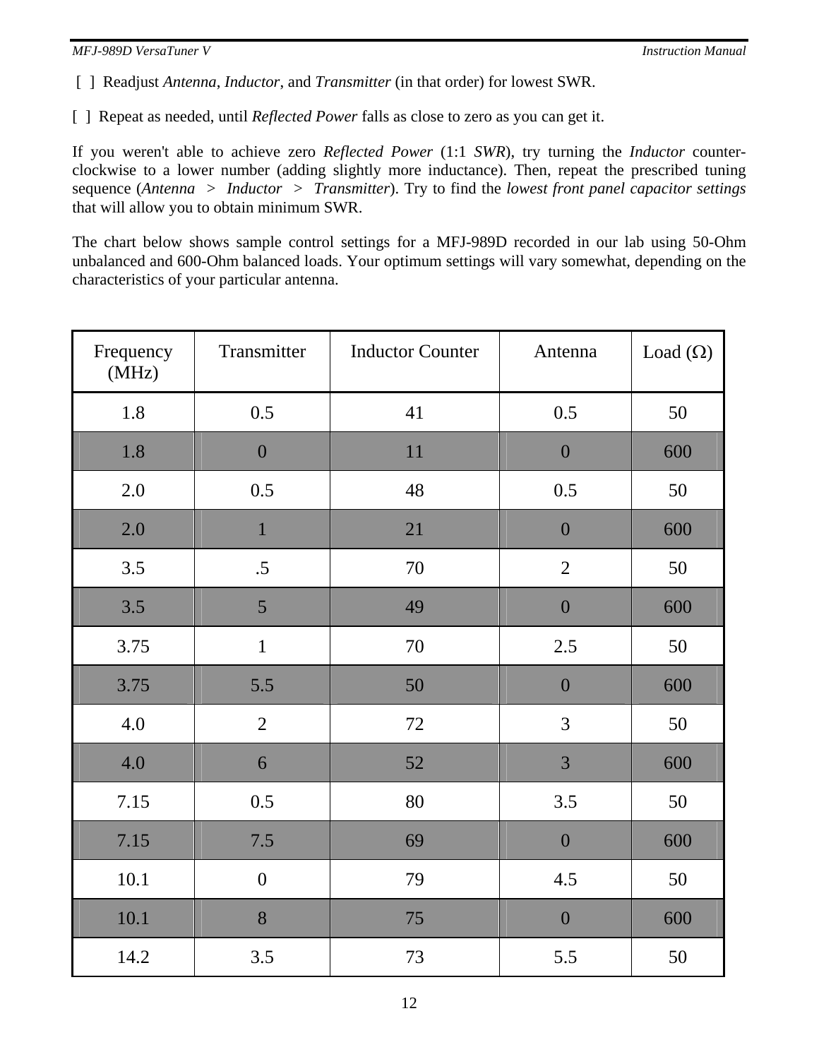[ ] Readjust *Antenna*, *Inductor*, and *Transmitter* (in that order) for lowest SWR.

[ ] Repeat as needed, until *Reflected Power* falls as close to zero as you can get it.

If you weren't able to achieve zero *Reflected Power* (1:1 *SWR*), try turning the *Inductor* counter-clockwise to a lower number (adding slightly more inductance). Then, repeat the prescribed tuning sequence (*Antenna > Inductor > Transmitter*). Try to find the *lowest front panel capacitor settings* that will allow you to obtain minimum SWR.

The chart below shows sample control settings for a MFJ-989D recorded in our lab using 50-Ohm unbalanced and 600-Ohm balanced loads. Your optimum settings will vary somewhat, depending on the characteristics of your particular antenna.

| Frequency (MHz) | Transmitter | Inductor Counter | Antenna | Load (Ω) |
|---|---|---|---|---|
| 1.8 | 0.5 | 41 | 0.5 | 50 |
| 1.8 | 0 | 11 | 0 | 600 |
| 2.0 | 0.5 | 48 | 0.5 | 50 |
| 2.0 | 1 | 21 | 0 | 600 |
| 3.5 | .5 | 70 | 2 | 50 |
| 3.5 | 5 | 49 | 0 | 600 |
| 3.75 | 1 | 70 | 2.5 | 50 |
| 3.75 | 5.5 | 50 | 0 | 600 |
| 4.0 | 2 | 72 | 3 | 50 |
| 4.0 | 6 | 52 | 3 | 600 |
| 7.15 | 0.5 | 80 | 3.5 | 50 |
| 7.15 | 7.5 | 69 | 0 | 600 |
| 10.1 | 0 | 79 | 4.5 | 50 |
| 10.1 | 8 | 75 | 0 | 600 |
| 14.2 | 3.5 | 73 | 5.5 | 50 |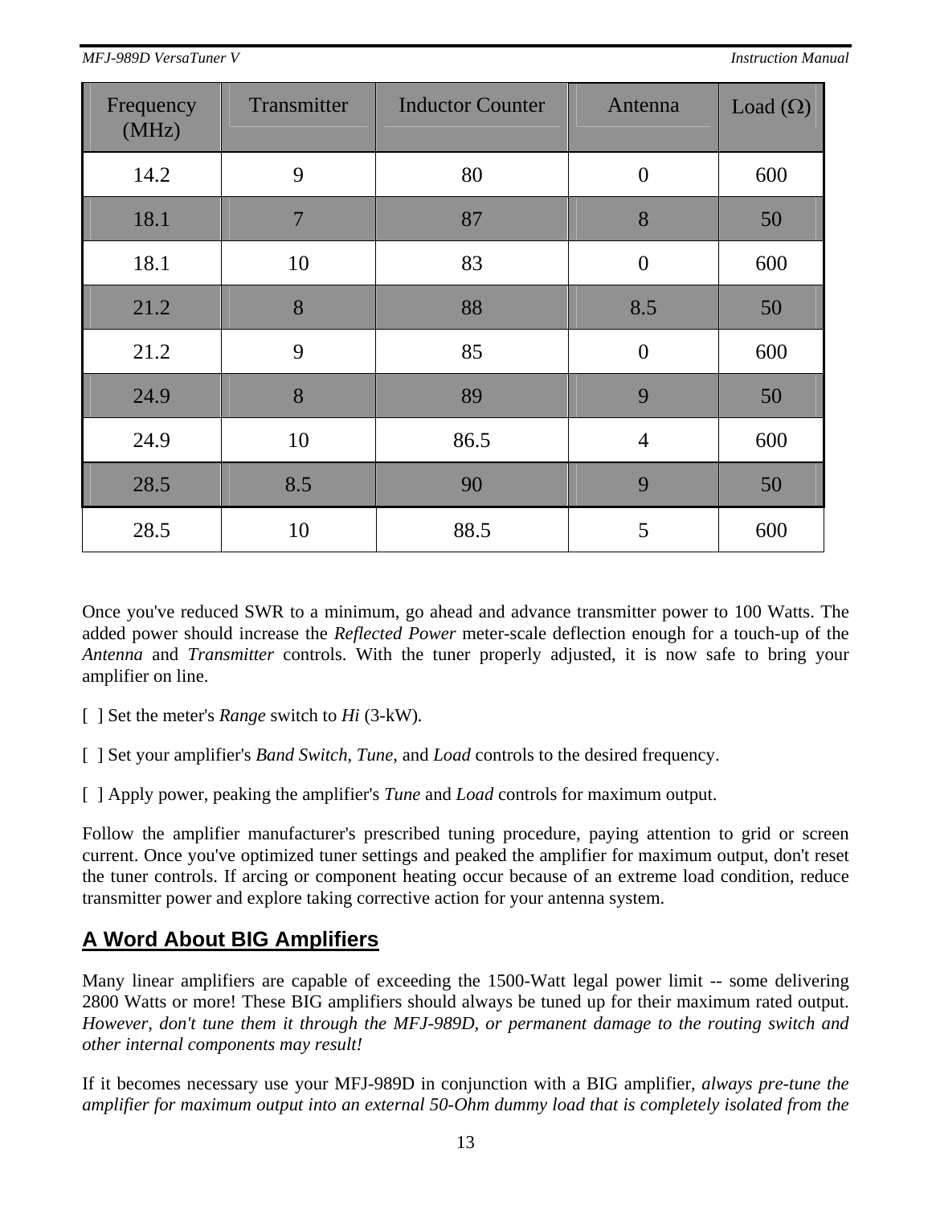| Frequency (MHz) | Transmitter | Inductor Counter | Antenna | Load (Ω) |
|---|---|---|---|---|
| 14.2 | 9 | 80 | 0 | 600 |
| 18.1 | 7 | 87 | 8 | 50 |
| 18.1 | 10 | 83 | 0 | 600 |
| 21.2 | 8 | 88 | 8.5 | 50 |
| 21.2 | 9 | 85 | 0 | 600 |
| 24.9 | 8 | 89 | 9 | 50 |
| 24.9 | 10 | 86.5 | 4 | 600 |
| 28.5 | 8.5 | 90 | 9 | 50 |
| 28.5 | 10 | 88.5 | 5 | 600 |

Once you've reduced SWR to a minimum, go ahead and advance transmitter power to 100 Watts. The added power should increase the *Reflected Power* meter-scale deflection enough for a touch-up of the *Antenna* and *Transmitter* controls. With the tuner properly adjusted, it is now safe to bring your amplifier on line.

[ ] Set the meter's *Range* switch to *Hi* (3-kW).

[ ] Set your amplifier's *Band Switch*, *Tune*, and *Load* controls to the desired frequency.

[ ] Apply power, peaking the amplifier's *Tune* and *Load* controls for maximum output.

Follow the amplifier manufacturer's prescribed tuning procedure, paying attention to grid or screen current. Once you've optimized tuner settings and peaked the amplifier for maximum output, don't reset the tuner controls. If arcing or component heating occur because of an extreme load condition, reduce transmitter power and explore taking corrective action for your antenna system.

## A Word About BIG Amplifiers

Many linear amplifiers are capable of exceeding the 1500-Watt legal power limit -- some delivering 2800 Watts or more! These BIG amplifiers should always be tuned up for their maximum rated output. *However, don't tune them it through the MFJ-989D, or permanent damage to the routing switch and other internal components may result!*

If it becomes necessary use your MFJ-989D in conjunction with a BIG amplifier, *always pre-tune the amplifier for maximum output into an external 50-Ohm dummy load that is completely isolated from the*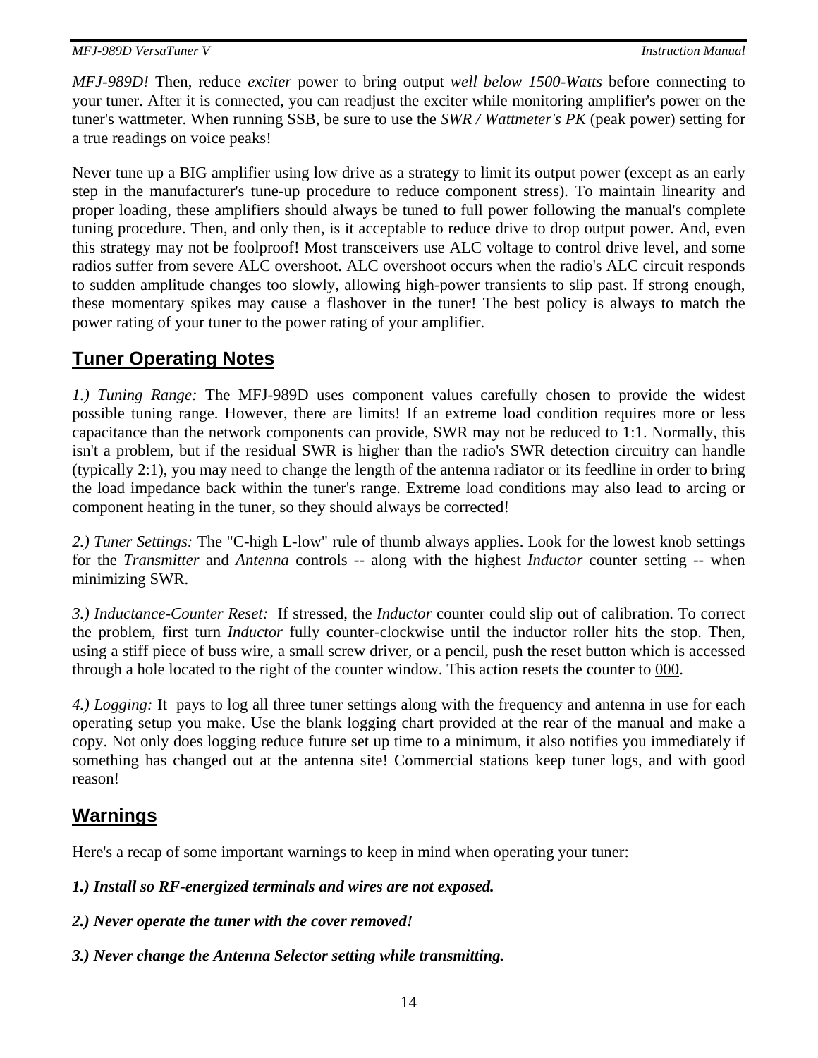*MFJ-989D!* Then, reduce *exciter* power to bring output *well below 1500-Watts* before connecting to your tuner. After it is connected, you can readjust the exciter while monitoring amplifier's power on the tuner's wattmeter. When running SSB, be sure to use the *SWR / Wattmeter's PK* (peak power) setting for a true readings on voice peaks!

Never tune up a BIG amplifier using low drive as a strategy to limit its output power (except as an early step in the manufacturer's tune-up procedure to reduce component stress). To maintain linearity and proper loading, these amplifiers should always be tuned to full power following the manual's complete tuning procedure. Then, and only then, is it acceptable to reduce drive to drop output power. And, even this strategy may not be foolproof! Most transceivers use ALC voltage to control drive level, and some radios suffer from severe ALC overshoot. ALC overshoot occurs when the radio's ALC circuit responds to sudden amplitude changes too slowly, allowing high-power transients to slip past. If strong enough, these momentary spikes may cause a flashover in the tuner! The best policy is always to match the power rating of your tuner to the power rating of your amplifier.

## Tuner Operating Notes

*1.) Tuning Range:* The MFJ-989D uses component values carefully chosen to provide the widest possible tuning range. However, there are limits! If an extreme load condition requires more or less capacitance than the network components can provide, SWR may not be reduced to 1:1. Normally, this isn't a problem, but if the residual SWR is higher than the radio's SWR detection circuitry can handle (typically 2:1), you may need to change the length of the antenna radiator or its feedline in order to bring the load impedance back within the tuner's range. Extreme load conditions may also lead to arcing or component heating in the tuner, so they should always be corrected!

*2.) Tuner Settings:* The "C-high L-low" rule of thumb always applies. Look for the lowest knob settings for the *Transmitter* and *Antenna* controls -- along with the highest *Inductor* counter setting -- when minimizing SWR.

*3.) Inductance-Counter Reset:* If stressed, the *Inductor* counter could slip out of calibration. To correct the problem, first turn *Inductor* fully counter-clockwise until the inductor roller hits the stop. Then, using a stiff piece of buss wire, a small screw driver, or a pencil, push the reset button which is accessed through a hole located to the right of the counter window. This action resets the counter to 000.

*4.) Logging:* It pays to log all three tuner settings along with the frequency and antenna in use for each operating setup you make. Use the blank logging chart provided at the rear of the manual and make a copy. Not only does logging reduce future set up time to a minimum, it also notifies you immediately if something has changed out at the antenna site! Commercial stations keep tuner logs, and with good reason!

## Warnings

Here's a recap of some important warnings to keep in mind when operating your tuner:

***1.) Install so RF-energized terminals and wires are not exposed.***

***2.) Never operate the tuner with the cover removed!***

***3.) Never change the Antenna Selector setting while transmitting.***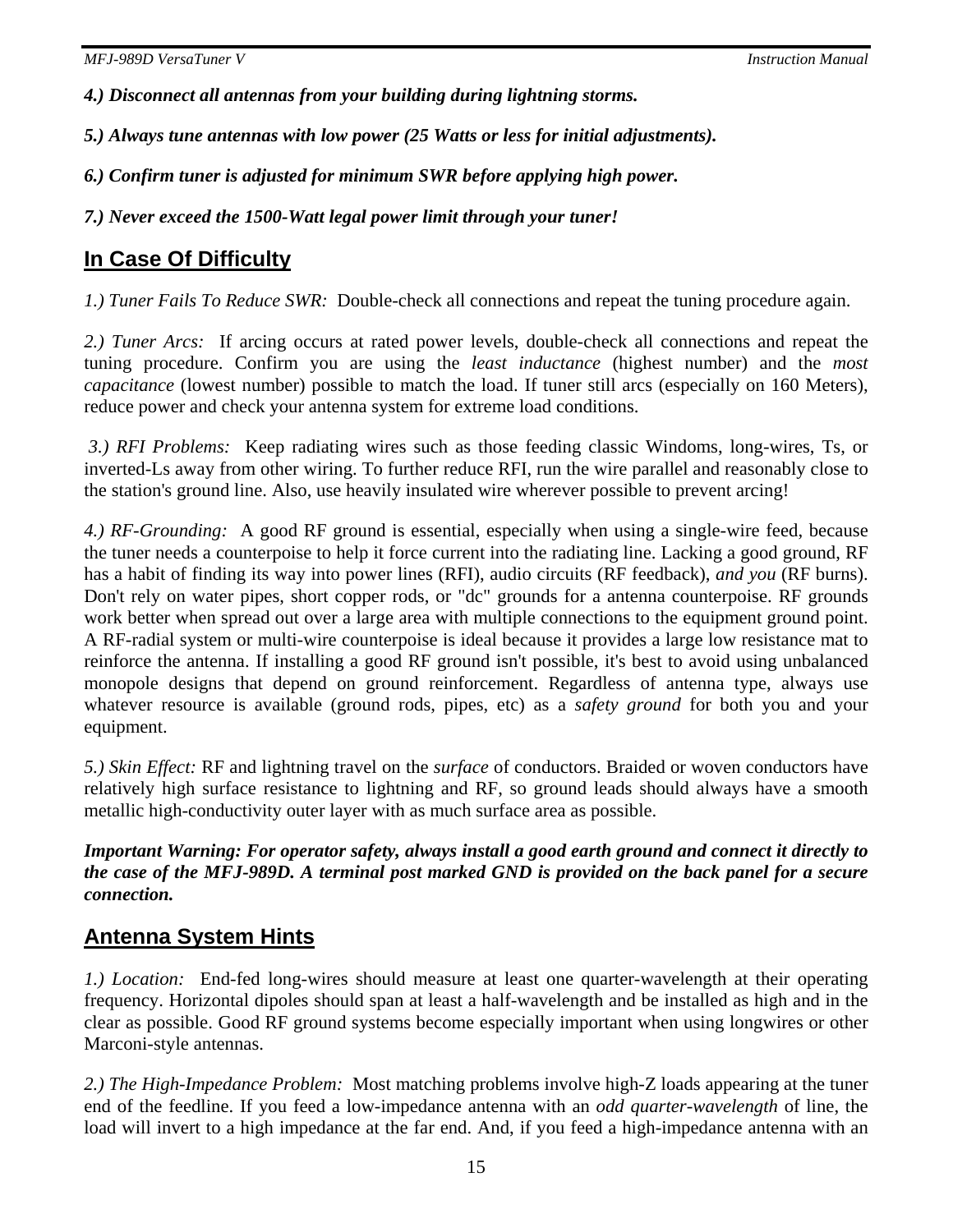***4.) Disconnect all antennas from your building during lightning storms.***

***5.) Always tune antennas with low power (25 Watts or less for initial adjustments).***

***6.) Confirm tuner is adjusted for minimum SWR before applying high power.***

***7.) Never exceed the 1500-Watt legal power limit through your tuner!***

## In Case Of Difficulty

*1.) Tuner Fails To Reduce SWR:* Double-check all connections and repeat the tuning procedure again.

*2.) Tuner Arcs:* If arcing occurs at rated power levels, double-check all connections and repeat the tuning procedure. Confirm you are using the *least inductance* (highest number) and the *most capacitance* (lowest number) possible to match the load. If tuner still arcs (especially on 160 Meters), reduce power and check your antenna system for extreme load conditions.

*3.) RFI Problems:* Keep radiating wires such as those feeding classic Windoms, long-wires, Ts, or inverted-Ls away from other wiring. To further reduce RFI, run the wire parallel and reasonably close to the station's ground line. Also, use heavily insulated wire wherever possible to prevent arcing!

*4.) RF-Grounding:* A good RF ground is essential, especially when using a single-wire feed, because the tuner needs a counterpoise to help it force current into the radiating line. Lacking a good ground, RF has a habit of finding its way into power lines (RFI), audio circuits (RF feedback), *and you* (RF burns). Don't rely on water pipes, short copper rods, or "dc" grounds for a antenna counterpoise. RF grounds work better when spread out over a large area with multiple connections to the equipment ground point. A RF-radial system or multi-wire counterpoise is ideal because it provides a large low resistance mat to reinforce the antenna. If installing a good RF ground isn't possible, it's best to avoid using unbalanced monopole designs that depend on ground reinforcement. Regardless of antenna type, always use whatever resource is available (ground rods, pipes, etc) as a *safety ground* for both you and your equipment.

*5.) Skin Effect:* RF and lightning travel on the *surface* of conductors. Braided or woven conductors have relatively high surface resistance to lightning and RF, so ground leads should always have a smooth metallic high-conductivity outer layer with as much surface area as possible.

***Important Warning: For operator safety, always install a good earth ground and connect it directly to the case of the MFJ-989D. A terminal post marked GND is provided on the back panel for a secure connection.***

## Antenna System Hints

*1.) Location:* End-fed long-wires should measure at least one quarter-wavelength at their operating frequency. Horizontal dipoles should span at least a half-wavelength and be installed as high and in the clear as possible. Good RF ground systems become especially important when using longwires or other Marconi-style antennas.

*2.) The High-Impedance Problem:* Most matching problems involve high-Z loads appearing at the tuner end of the feedline. If you feed a low-impedance antenna with an *odd quarter-wavelength* of line, the load will invert to a high impedance at the far end. And, if you feed a high-impedance antenna with an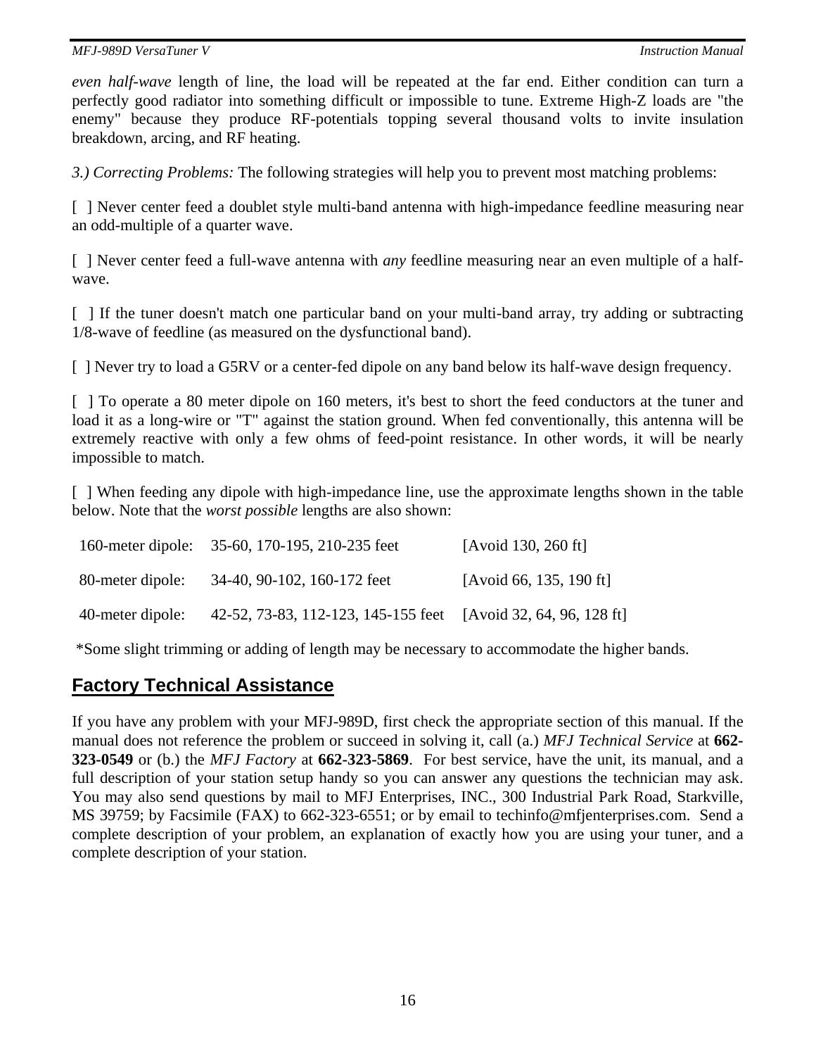*even half-wave* length of line, the load will be repeated at the far end. Either condition can turn a perfectly good radiator into something difficult or impossible to tune. Extreme High-Z loads are "the enemy" because they produce RF-potentials topping several thousand volts to invite insulation breakdown, arcing, and RF heating.

*3.) Correcting Problems:* The following strategies will help you to prevent most matching problems:

[ ] Never center feed a doublet style multi-band antenna with high-impedance feedline measuring near an odd-multiple of a quarter wave.

[ ] Never center feed a full-wave antenna with *any* feedline measuring near an even multiple of a half-wave.

[ ] If the tuner doesn't match one particular band on your multi-band array, try adding or subtracting 1/8-wave of feedline (as measured on the dysfunctional band).

[ ] Never try to load a G5RV or a center-fed dipole on any band below its half-wave design frequency.

[ ] To operate a 80 meter dipole on 160 meters, it's best to short the feed conductors at the tuner and load it as a long-wire or "T" against the station ground. When fed conventionally, this antenna will be extremely reactive with only a few ohms of feed-point resistance. In other words, it will be nearly impossible to match.

[ ] When feeding any dipole with high-impedance line, use the approximate lengths shown in the table below. Note that the *worst possible* lengths are also shown:

| | | |
|---|---|---|
| 160-meter dipole: | 35-60, 170-195, 210-235 feet | [Avoid 130, 260 ft] |
| 80-meter dipole: | 34-40, 90-102, 160-172 feet | [Avoid 66, 135, 190 ft] |
| 40-meter dipole: | 42-52, 73-83, 112-123, 145-155 feet | [Avoid 32, 64, 96, 128 ft] |

*Some slight trimming or adding of length may be necessary to accommodate the higher bands.

## Factory Technical Assistance

If you have any problem with your MFJ-989D, first check the appropriate section of this manual. If the manual does not reference the problem or succeed in solving it, call (a.) *MFJ Technical Service* at **662-323-0549** or (b.) the *MFJ Factory* at **662-323-5869**. For best service, have the unit, its manual, and a full description of your station setup handy so you can answer any questions the technician may ask. You may also send questions by mail to MFJ Enterprises, INC., 300 Industrial Park Road, Starkville, MS 39759; by Facsimile (FAX) to 662-323-6551; or by email to techinfo@mfjenterprises.com. Send a complete description of your problem, an explanation of exactly how you are using your tuner, and a complete description of your station.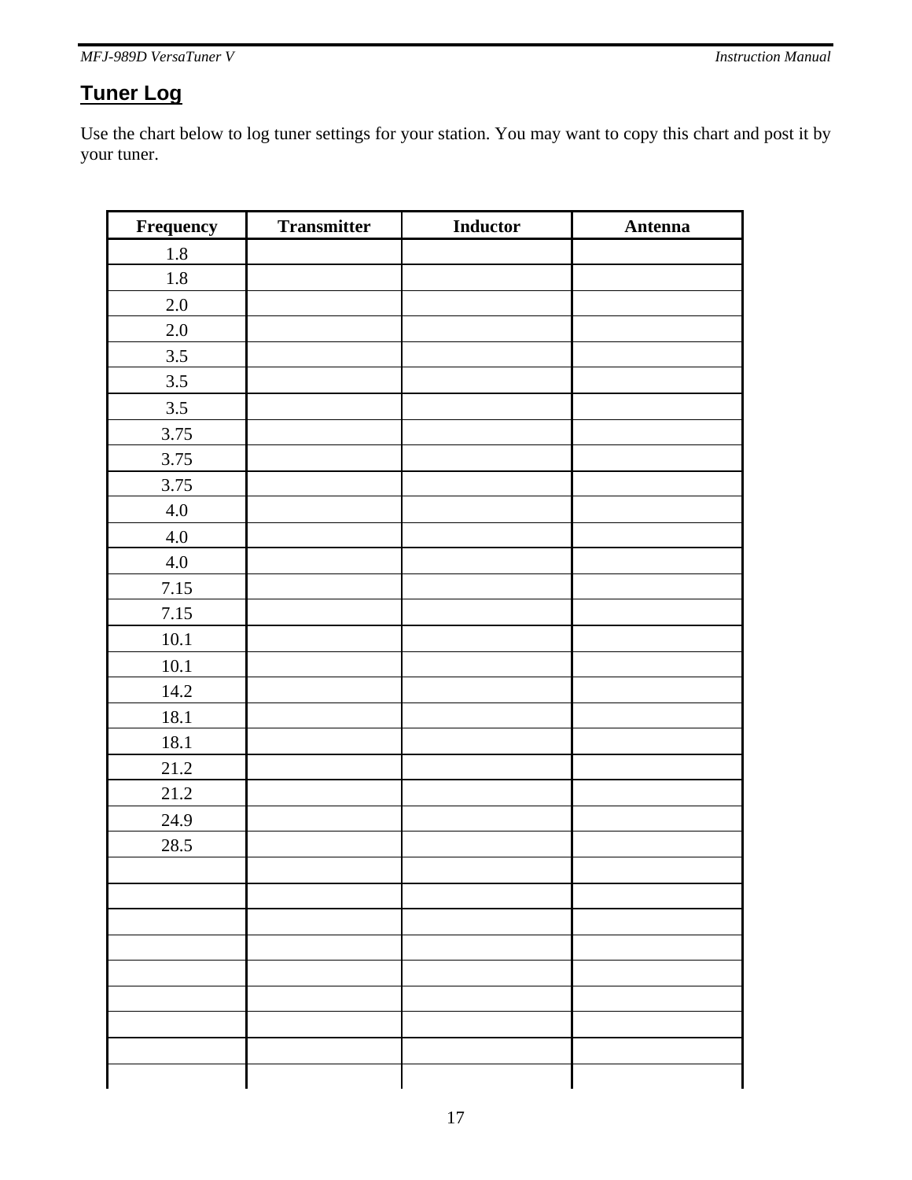## Tuner Log

Use the chart below to log tuner settings for your station. You may want to copy this chart and post it by your tuner.

| Frequency | Transmitter | Inductor | Antenna |
|---|---|---|---|
| 1.8 | | | |
| 1.8 | | | |
| 2.0 | | | |
| 2.0 | | | |
| 3.5 | | | |
| 3.5 | | | |
| 3.5 | | | |
| 3.75 | | | |
| 3.75 | | | |
| 3.75 | | | |
| 4.0 | | | |
| 4.0 | | | |
| 4.0 | | | |
| 7.15 | | | |
| 7.15 | | | |
| 10.1 | | | |
| 10.1 | | | |
| 14.2 | | | |
| 18.1 | | | |
| 18.1 | | | |
| 21.2 | | | |
| 21.2 | | | |
| 24.9 | | | |
| 28.5 | | | |
| | | | |
| | | | |
| | | | |
| | | | |
| | | | |
| | | | |
| | | | |
| | | | |
| | | | |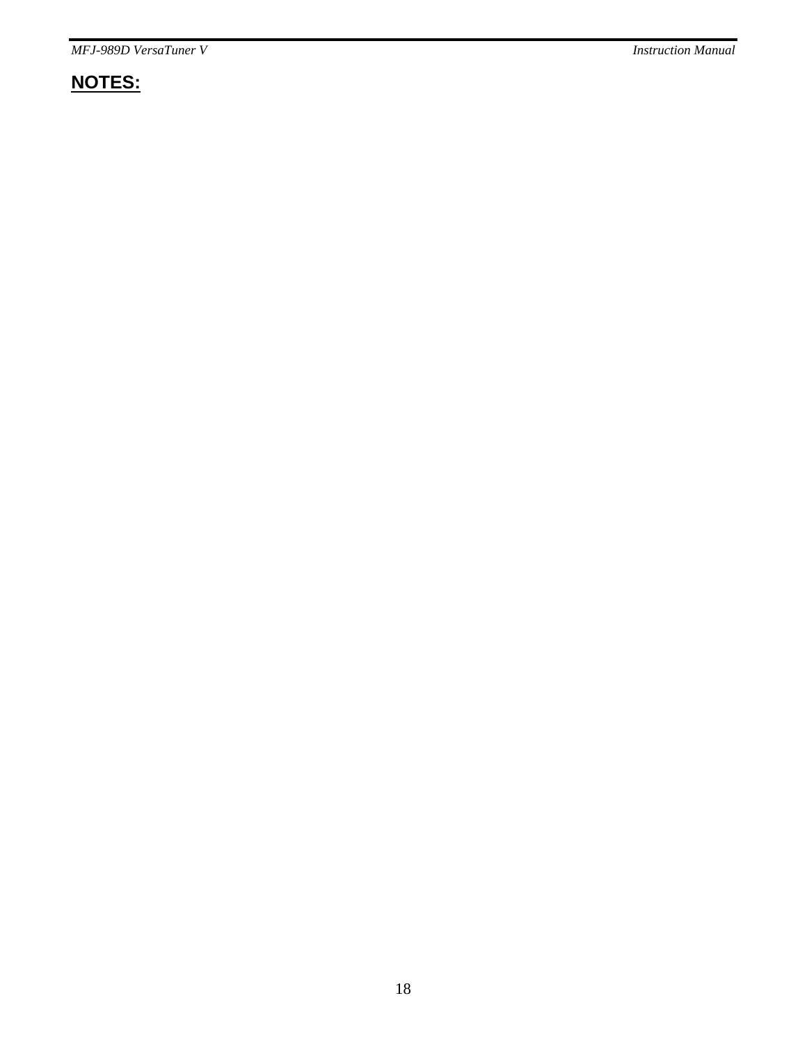## **NOTES:**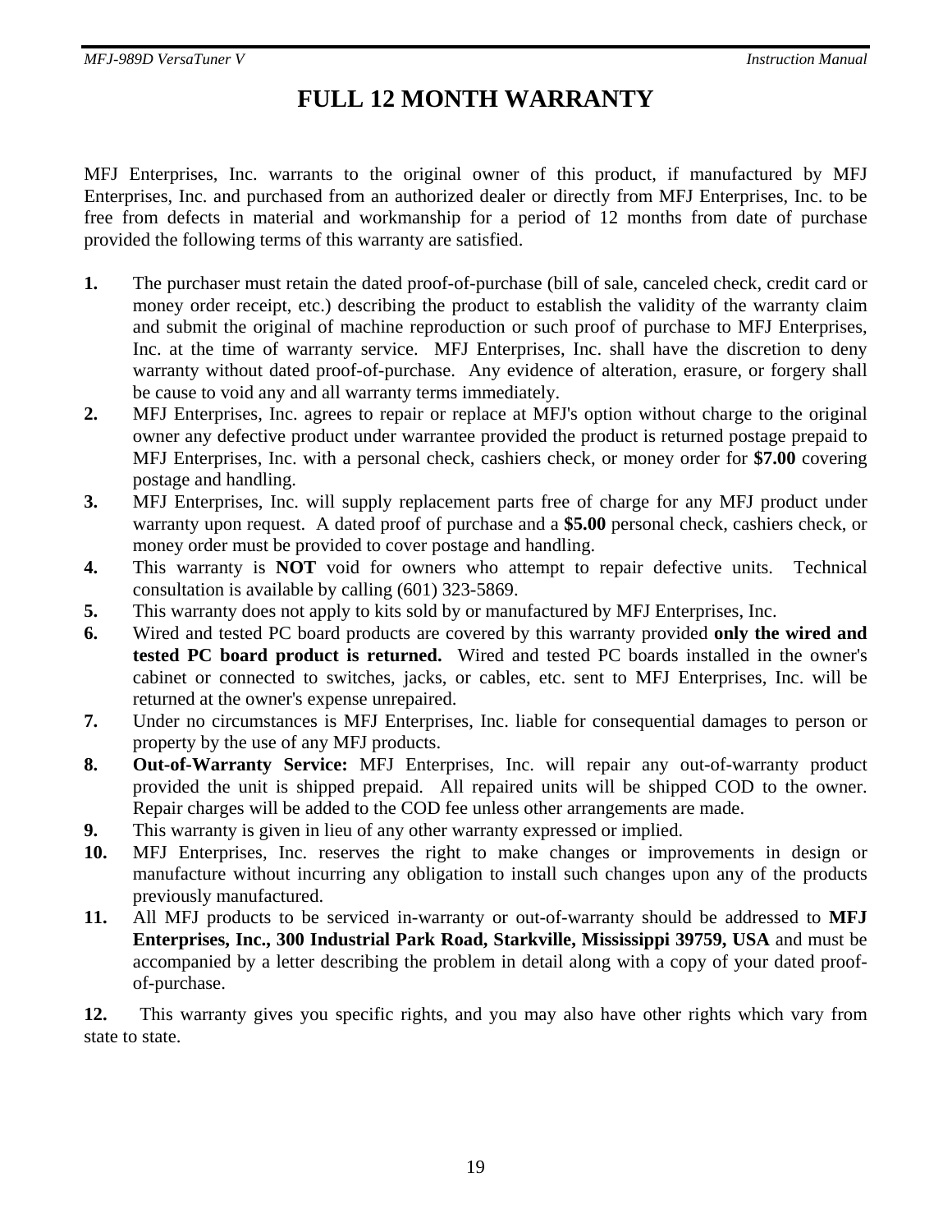# FULL 12 MONTH WARRANTY

MFJ Enterprises, Inc. warrants to the original owner of this product, if manufactured by MFJ Enterprises, Inc. and purchased from an authorized dealer or directly from MFJ Enterprises, Inc. to be free from defects in material and workmanship for a period of 12 months from date of purchase provided the following terms of this warranty are satisfied.

**1.** The purchaser must retain the dated proof-of-purchase (bill of sale, canceled check, credit card or money order receipt, etc.) describing the product to establish the validity of the warranty claim and submit the original of machine reproduction or such proof of purchase to MFJ Enterprises, Inc. at the time of warranty service. MFJ Enterprises, Inc. shall have the discretion to deny warranty without dated proof-of-purchase. Any evidence of alteration, erasure, or forgery shall be cause to void any and all warranty terms immediately.

**2.** MFJ Enterprises, Inc. agrees to repair or replace at MFJ's option without charge to the original owner any defective product under warrantee provided the product is returned postage prepaid to MFJ Enterprises, Inc. with a personal check, cashiers check, or money order for **$7.00** covering postage and handling.

**3.** MFJ Enterprises, Inc. will supply replacement parts free of charge for any MFJ product under warranty upon request. A dated proof of purchase and a **$5.00** personal check, cashiers check, or money order must be provided to cover postage and handling.

**4.** This warranty is **NOT** void for owners who attempt to repair defective units. Technical consultation is available by calling (601) 323-5869.

**5.** This warranty does not apply to kits sold by or manufactured by MFJ Enterprises, Inc.

**6.** Wired and tested PC board products are covered by this warranty provided **only the wired and tested PC board product is returned.** Wired and tested PC boards installed in the owner's cabinet or connected to switches, jacks, or cables, etc. sent to MFJ Enterprises, Inc. will be returned at the owner's expense unrepaired.

**7.** Under no circumstances is MFJ Enterprises, Inc. liable for consequential damages to person or property by the use of any MFJ products.

**8.** **Out-of-Warranty Service:** MFJ Enterprises, Inc. will repair any out-of-warranty product provided the unit is shipped prepaid. All repaired units will be shipped COD to the owner. Repair charges will be added to the COD fee unless other arrangements are made.

**9.** This warranty is given in lieu of any other warranty expressed or implied.

**10.** MFJ Enterprises, Inc. reserves the right to make changes or improvements in design or manufacture without incurring any obligation to install such changes upon any of the products previously manufactured.

**11.** All MFJ products to be serviced in-warranty or out-of-warranty should be addressed to **MFJ Enterprises, Inc., 300 Industrial Park Road, Starkville, Mississippi 39759, USA** and must be accompanied by a letter describing the problem in detail along with a copy of your dated proof-of-purchase.

**12.** This warranty gives you specific rights, and you may also have other rights which vary from state to state.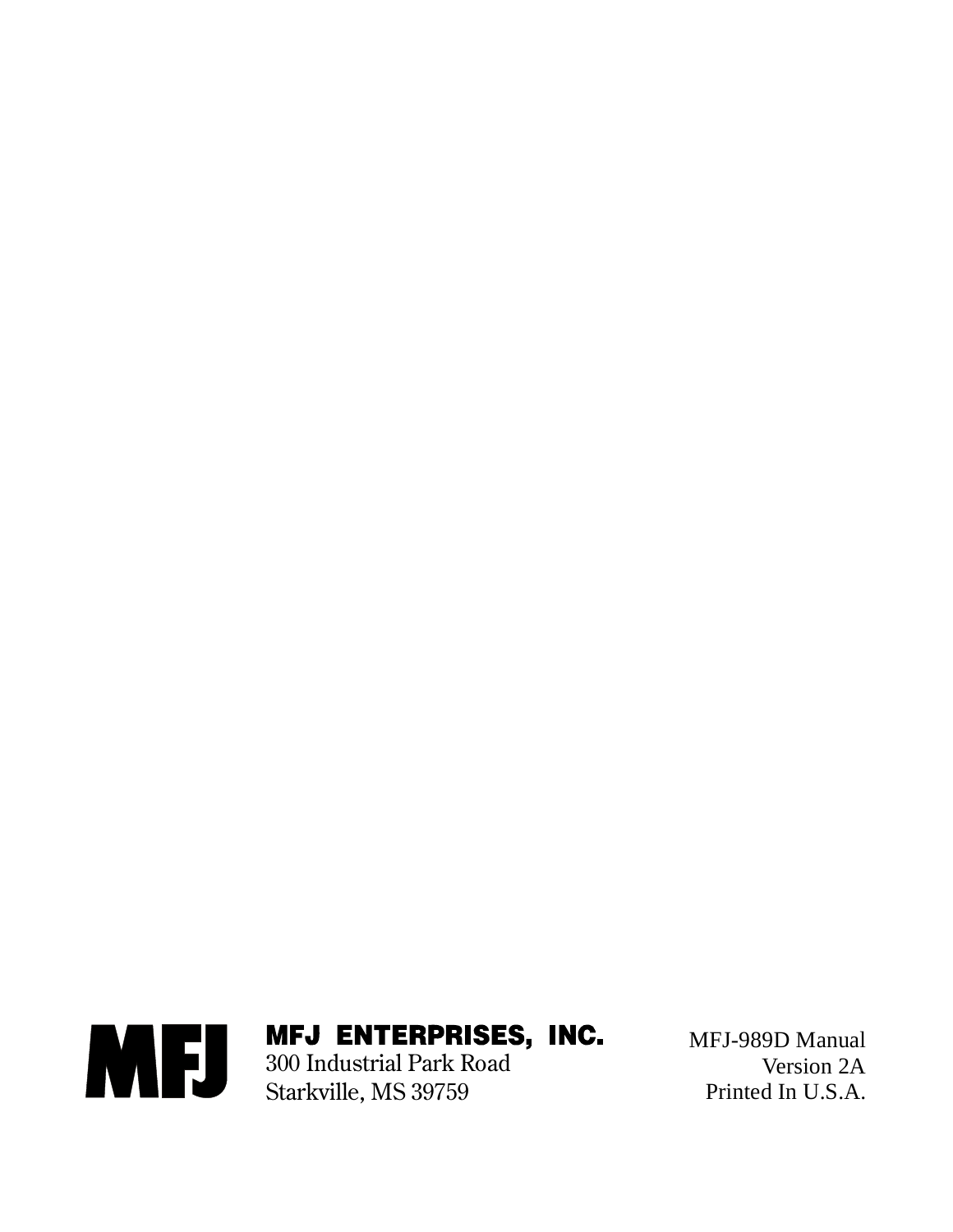MFJ

**MFJ ENTERPRISES, INC.**
300 Industrial Park Road
Starkville, MS 39759

MFJ-989D Manual
Version 2A
Printed In U.S.A.